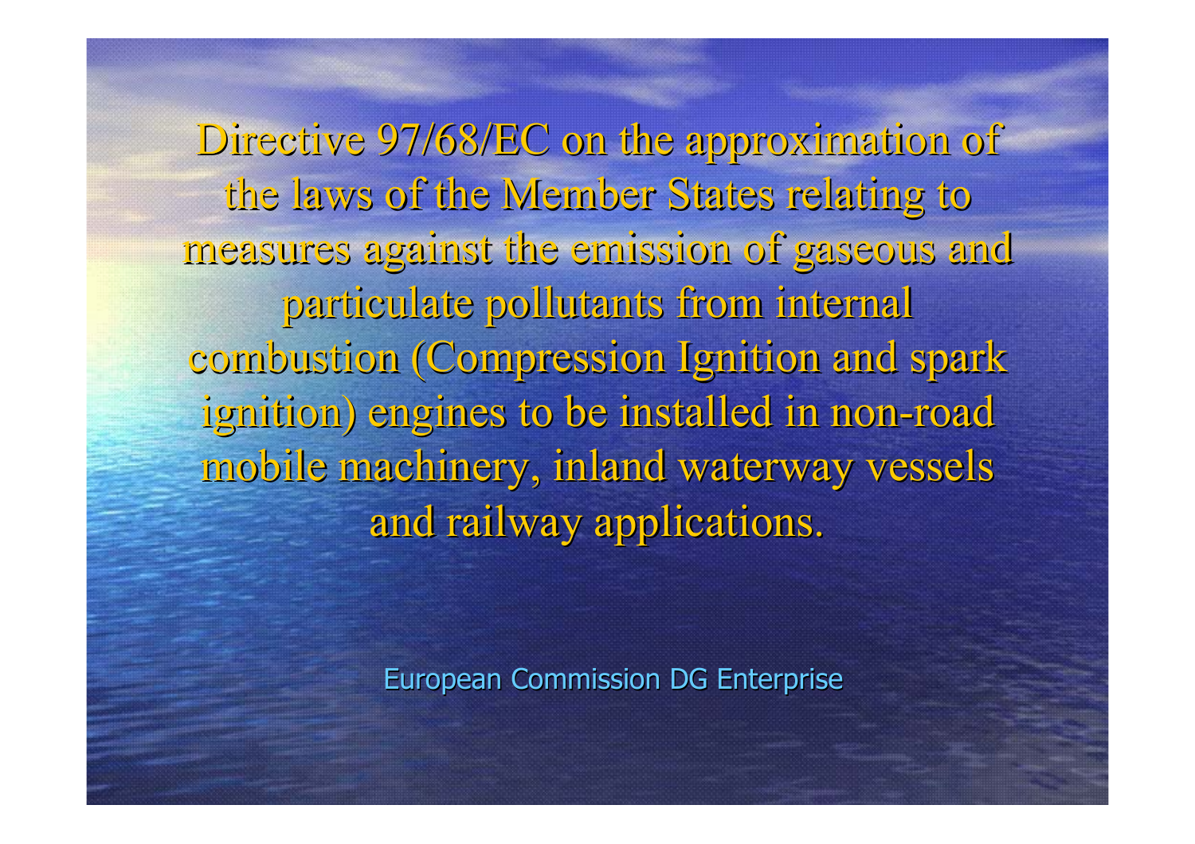# Directive 97/68/EC on the approximation of the laws of the Member States relating to measures against the emission of gaseous and particulate pollutants from internal combustion (Compression Ignition and spark ignition) engines to be installed in non-road mobile machinery, inland waterway vessels and railway applications.

European Commission DG Enterprise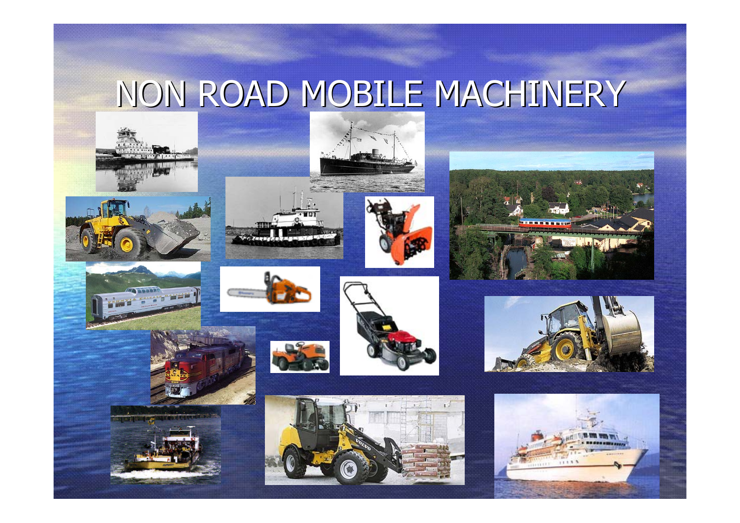# NON ROAD MOBILE MACHINERY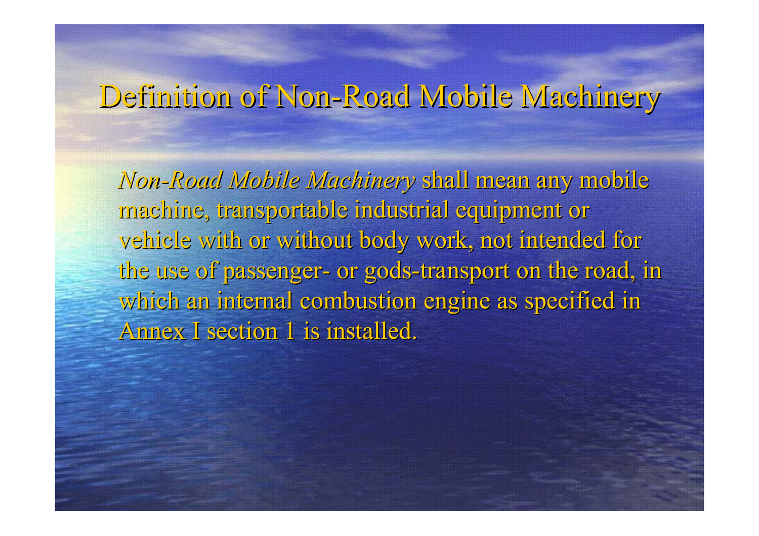# Definition of Non-Road Mobile Machinery

*Non-Road Mobile Machinery* shall mean any mobile machine, transportable industrial equipment or vehicle with or without body work, not intended for the use of passenger- or gods-transport on the road, in which an internal combustion engine as specified in Annex I section 1 is installed.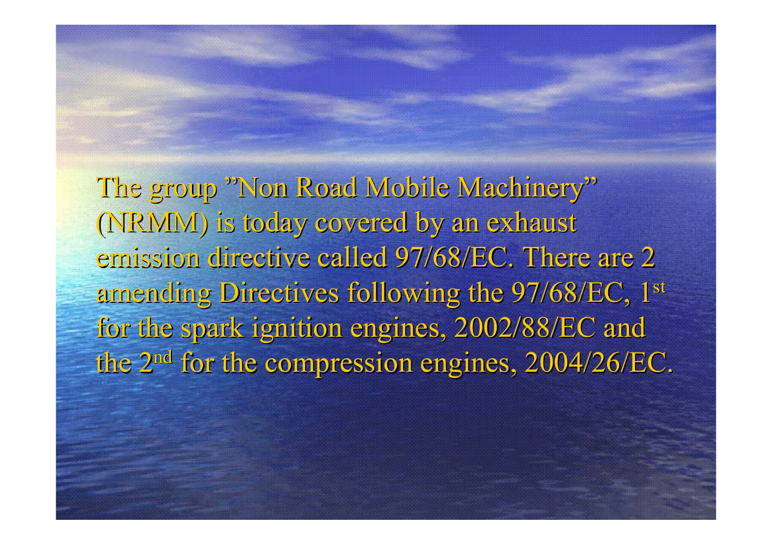The group ”Non Road Mobile Machinery” (NRMM) is today covered by an exhaust emission directive called 97/68/EC. There are 2 amending Directives following the 97/68/EC, 1st for the spark ignition engines, 2002/88/EC and the 2nd for the compression engines, 2004/26/EC.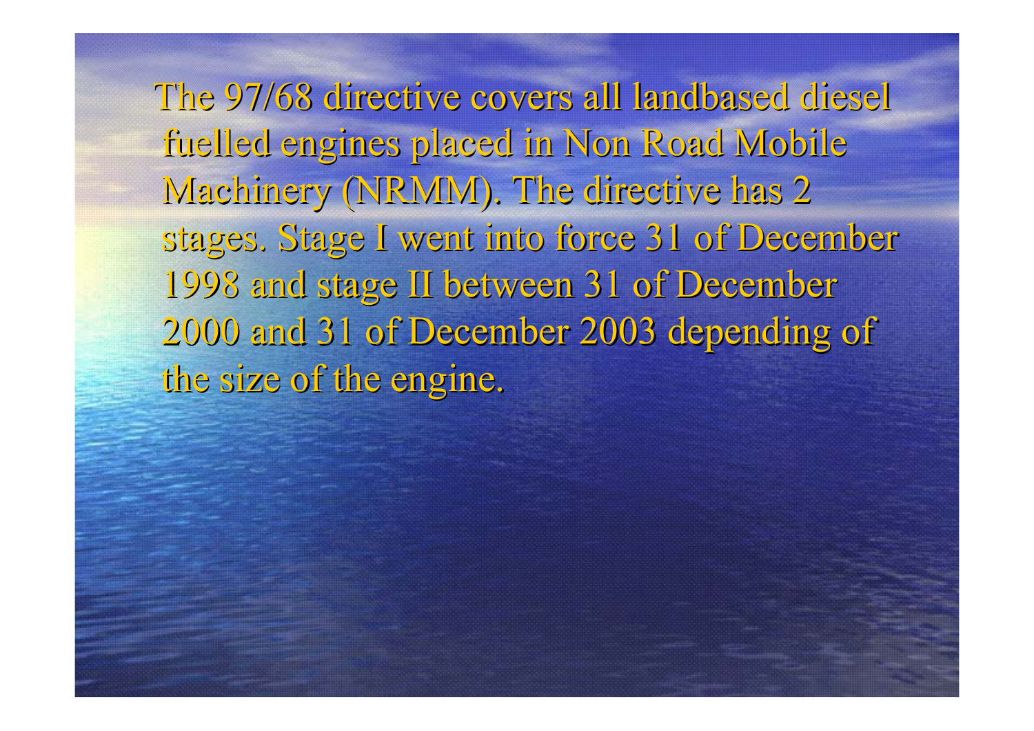The 97/68 directive covers all landbased diesel fuelled engines placed in Non Road Mobile Machinery (NRMM). The directive has 2 stages. Stage I went into force 31 of December 1998 and stage II between 31 of December 2000 and 31 of December 2003 depending of the size of the engine.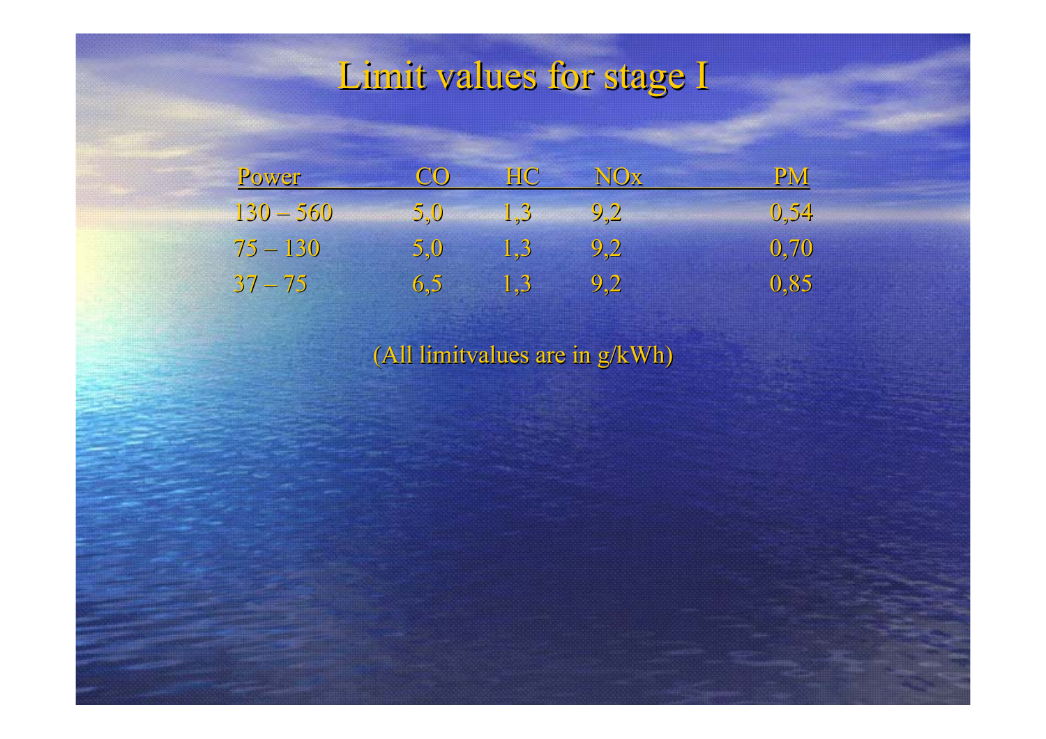# Limit values for stage I

| Power | CO | HC | NOx | PM |
|---|---|---|---|---|
| 130 – 560 | 5,0 | 1,3 | 9,2 | 0,54 |
| 75 – 130 | 5,0 | 1,3 | 9,2 | 0,70 |
| 37 – 75 | 6,5 | 1,3 | 9,2 | 0,85 |

(All limitvalues are in g/kWh)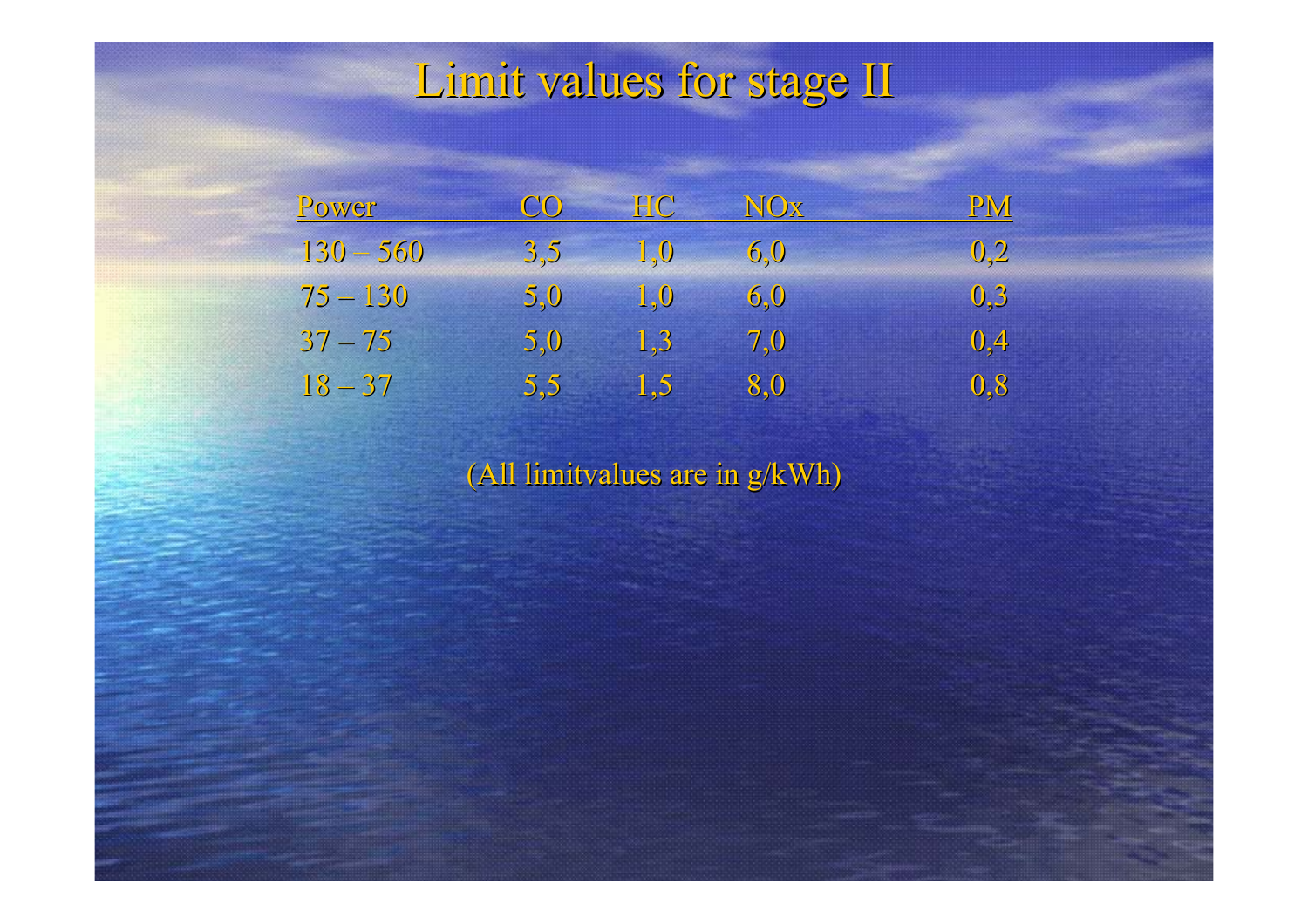# Limit values for stage II

| Power | CO | HC | NOx | PM |
|---|---|---|---|---|
| 130 – 560 | 3,5 | 1,0 | 6,0 | 0,2 |
| 75 – 130 | 5,0 | 1,0 | 6,0 | 0,3 |
| 37 – 75 | 5,0 | 1,3 | 7,0 | 0,4 |
| 18 – 37 | 5,5 | 1,5 | 8,0 | 0,8 |

(All limitvalues are in g/kWh)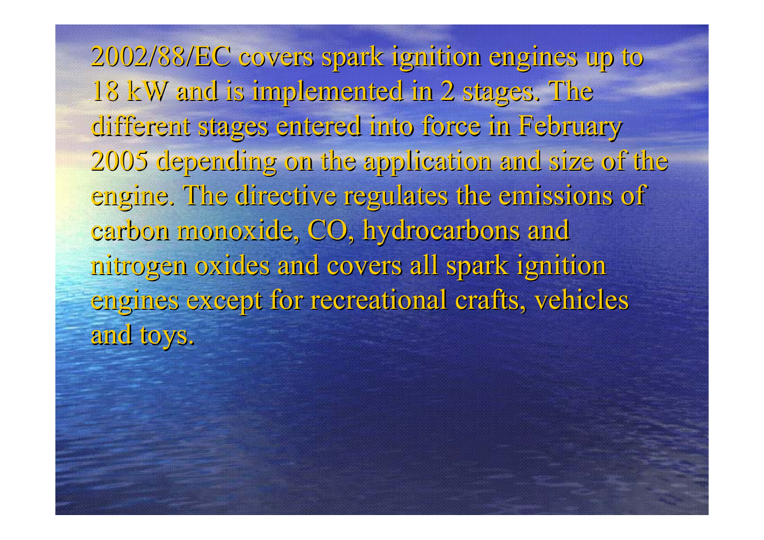2002/88/EC covers spark ignition engines up to 18 kW and is implemented in 2 stages. The different stages entered into force in February 2005 depending on the application and size of the engine. The directive regulates the emissions of carbon monoxide, CO, hydrocarbons and nitrogen oxides and covers all spark ignition engines except for recreational crafts, vehicles and toys.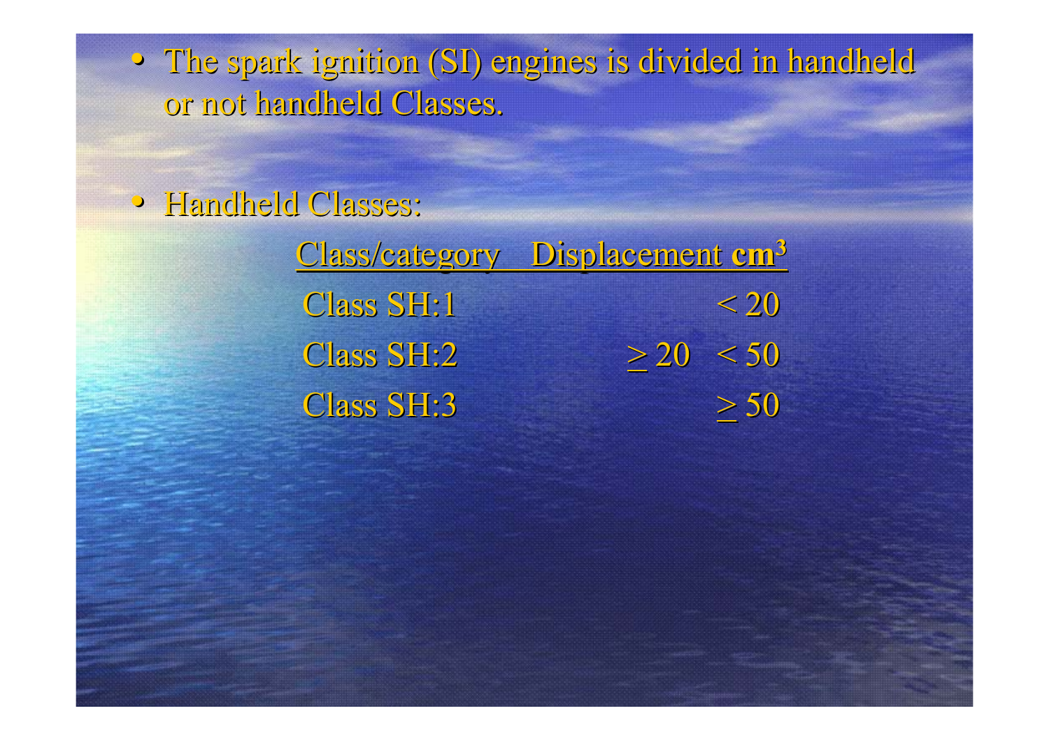- The spark ignition (SI) engines is divided in handheld or not handheld Classes.

- Handheld Classes:

| Class/category | Displacement $cm^3$ |
|---|---|
| Class SH:1 | $< 20$ |
| Class SH:2 | $\geq 20$ $< 50$ |
| Class SH:3 | $\geq 50$ |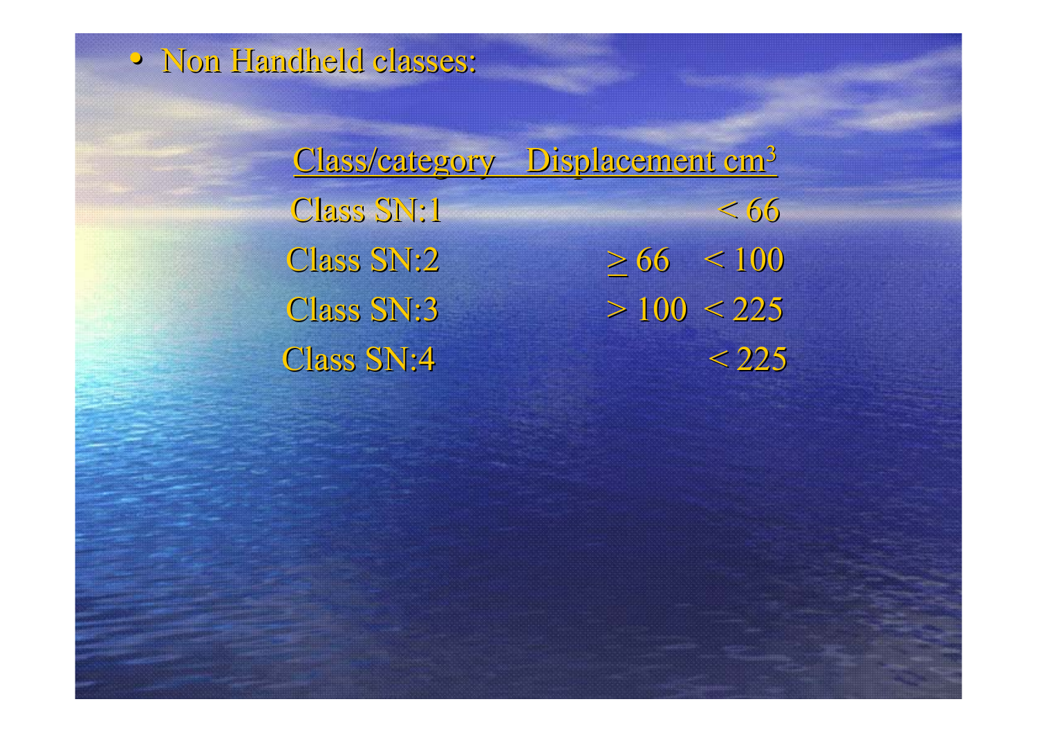- Non Handheld classes:

| Class/category | Displacement $cm^3$ |
| --- | --- |
| Class SN:1 | < 66 |
| Class SN:2 | ≥ 66 < 100 |
| Class SN:3 | > 100 < 225 |
| Class SN:4 | < 225 |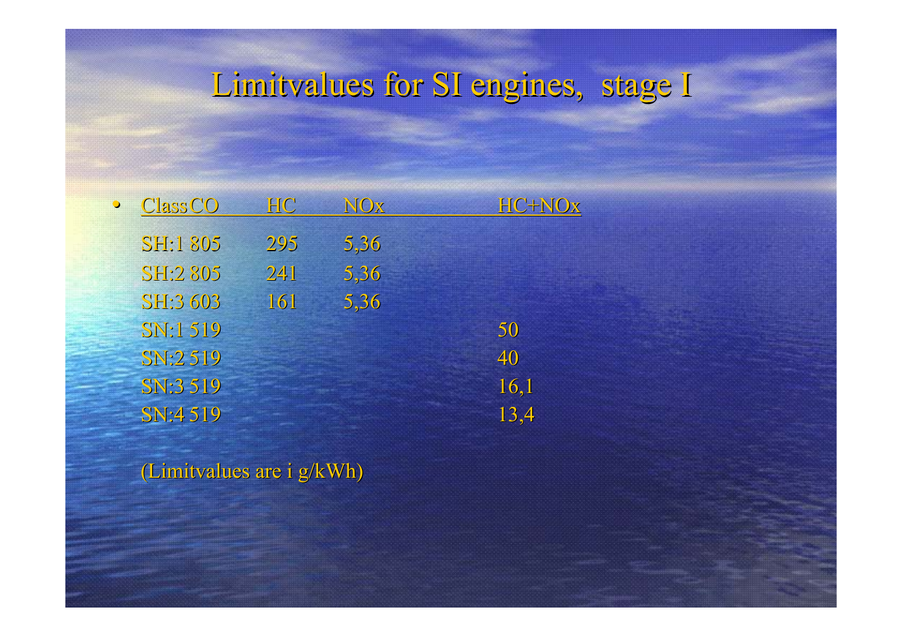# Limitvalues for SI engines, stage I

| Class | CO | HC | NOx | HC+NOx |
|---|---|---|---|---|
| SH:1 | 805 | 295 | 5,36 | |
| SH:2 | 805 | 241 | 5,36 | |
| SH:3 | 603 | 161 | 5,36 | |
| SN:1 | 519 | | | 50 |
| SN:2 | 519 | | | 40 |
| SN:3 | 519 | | | 16,1 |
| SN:4 | 519 | | | 13,4 |

(Limitvalues are i g/kWh)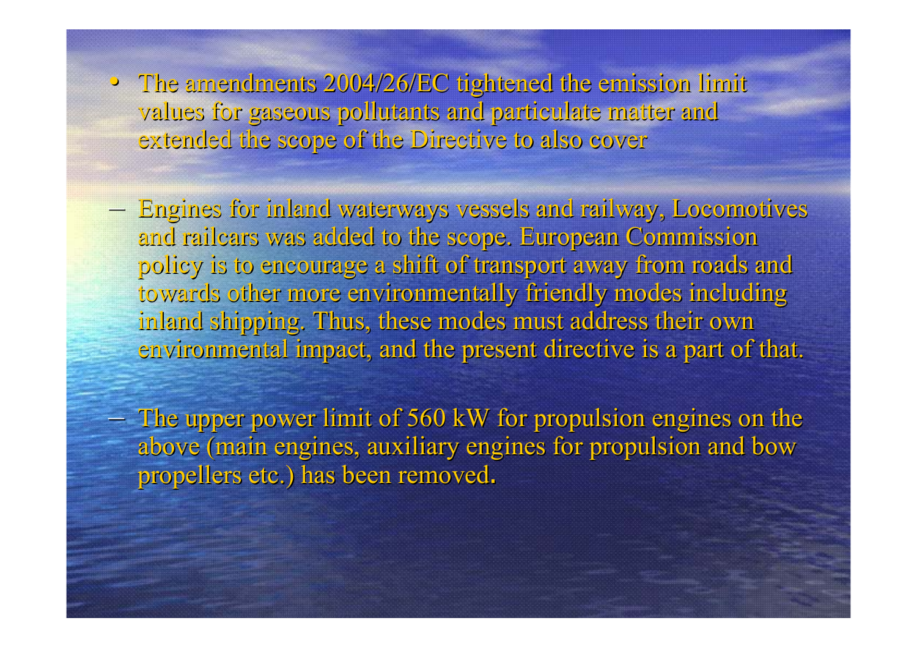- The amendments 2004/26/EC tightened the emission limit values for gaseous pollutants and particulate matter and extended the scope of the Directive to also cover

  - Engines for inland waterways vessels and railway, Locomotives and railcars was added to the scope. European Commission policy is to encourage a shift of transport away from roads and towards other more environmentally friendly modes including inland shipping. Thus, these modes must address their own environmental impact, and the present directive is a part of that.

  - The upper power limit of 560 kW for propulsion engines on the above (main engines, auxiliary engines for propulsion and bow propellers etc.) has been removed.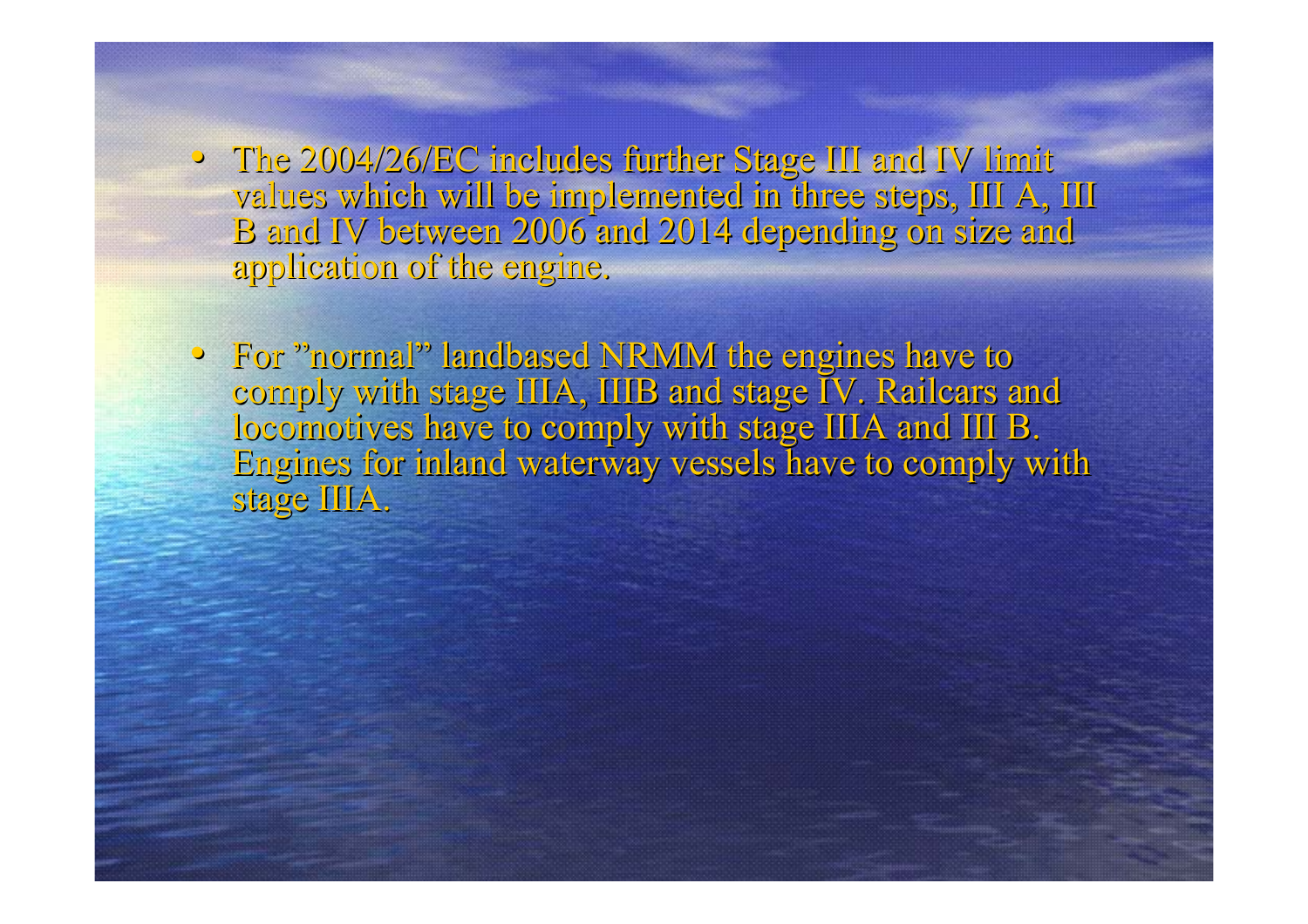- The 2004/26/EC includes further Stage III and IV limit values which will be implemented in three steps, III A, III B and IV between 2006 and 2014 depending on size and application of the engine.

- For ”normal” landbased NRMM the engines have to comply with stage IIIA, IIIB and stage IV. Railcars and locomotives have to comply with stage IIIA and III B. Engines for inland waterway vessels have to comply with stage IIIA.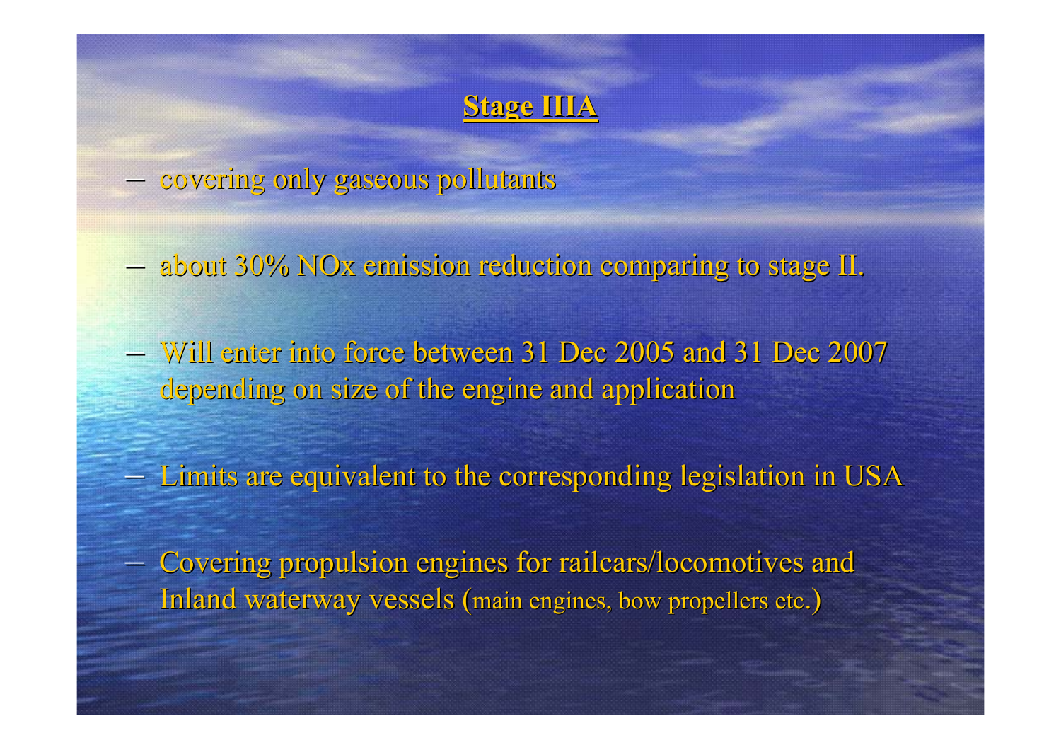## **Stage IIIA**

- covering only gaseous pollutants
- about 30% NOx emission reduction comparing to stage II.
- Will enter into force between 31 Dec 2005 and 31 Dec 2007 depending on size of the engine and application
- Limits are equivalent to the corresponding legislation in USA
- Covering propulsion engines for railcars/locomotives and Inland waterway vessels (main engines, bow propellers etc.)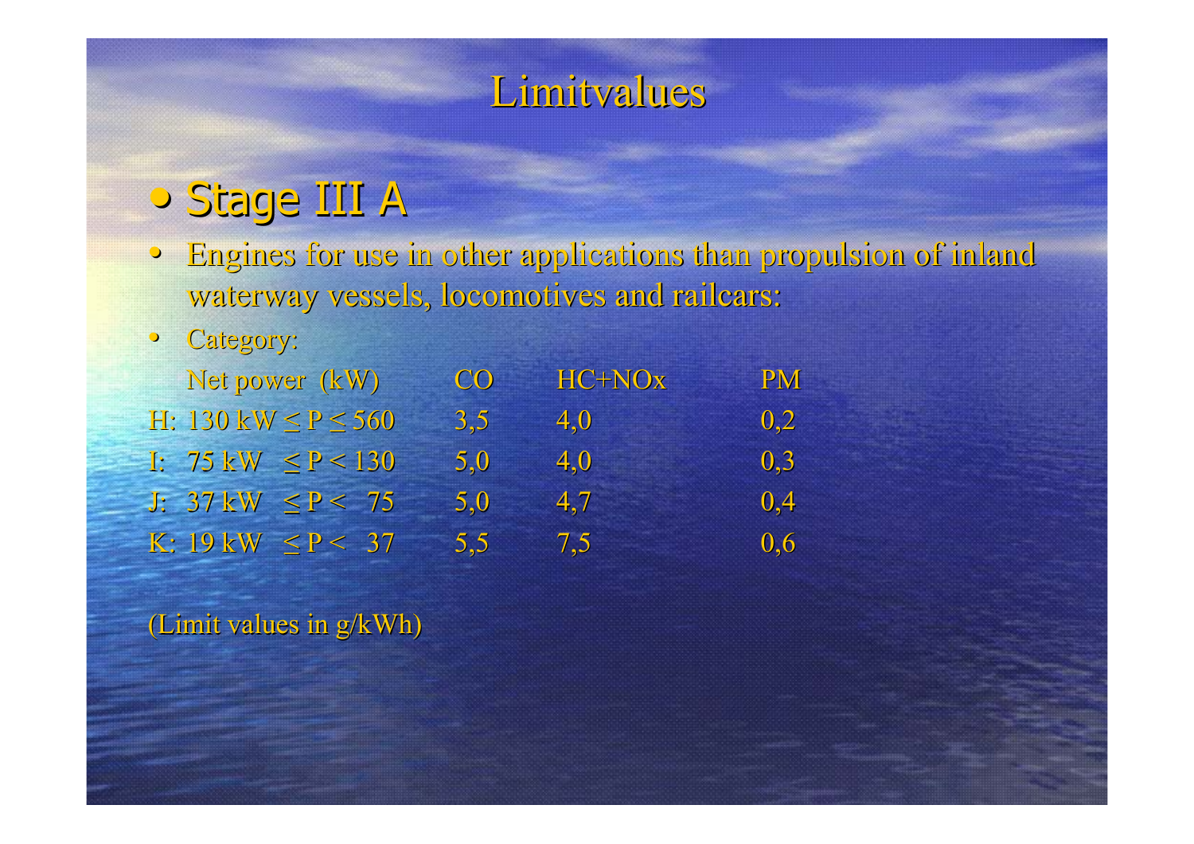# Limitvalues

- **Stage III A**
- Engines for use in other applications than propulsion of inland waterway vessels, locomotives and railcars:
- Category:

| Net power (kW) | CO | HC+NOx | PM |
|---|---|---|---|
| H: 130 kW ≤ P ≤ 560 | 3,5 | 4,0 | 0,2 |
| I: 75 kW ≤ P < 130 | 5,0 | 4,0 | 0,3 |
| J: 37 kW ≤ P < 75 | 5,0 | 4,7 | 0,4 |
| K: 19 kW ≤ P < 37 | 5,5 | 7,5 | 0,6 |

(Limit values in g/kWh)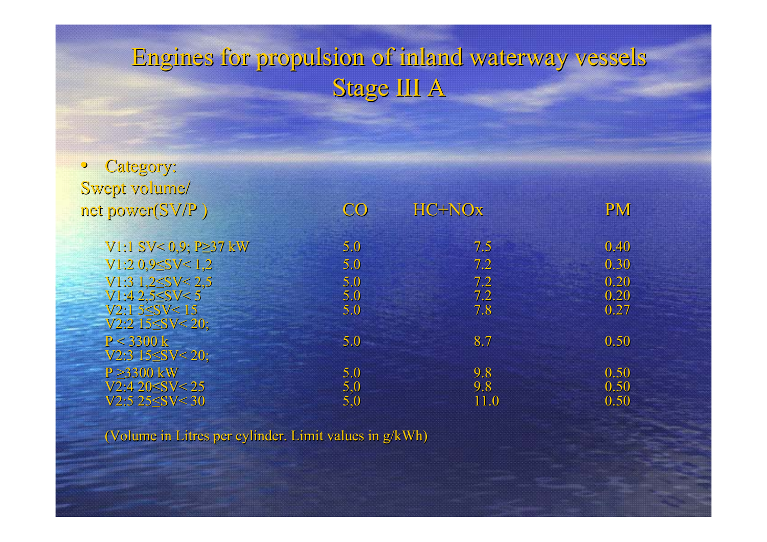# Engines for propulsion of inland waterway vessels Stage III A

- Category:

| Swept volume/ net power(SV/P ) | CO | HC+NOx | PM |
|---|---|---|---|
| V1:1 SV< 0,9; P≥37 kW | 5.0 | 7.5 | 0.40 |
| V1:2 0,9≤SV< 1,2 | 5.0 | 7.2 | 0.30 |
| V1:3 1,2≤SV< 2,5 | 5.0 | 7.2 | 0.20 |
| V1:4 2,5≤SV< 5 | 5.0 | 7.2 | 0.20 |
| V2:1 5≤SV< 15 | 5.0 | 7.8 | 0.27 |
| V2:2 15≤SV< 20; P < 3300 k | 5.0 | 8.7 | 0.50 |
| V2:3 15≤SV< 20; P ≥3300 kW | 5.0 | 9.8 | 0.50 |
| V2:4 20≤SV< 25 | 5,0 | 9.8 | 0.50 |
| V2:5 25≤SV< 30 | 5,0 | 11.0 | 0.50 |

(Volume in Litres per cylinder. Limit values in g/kWh)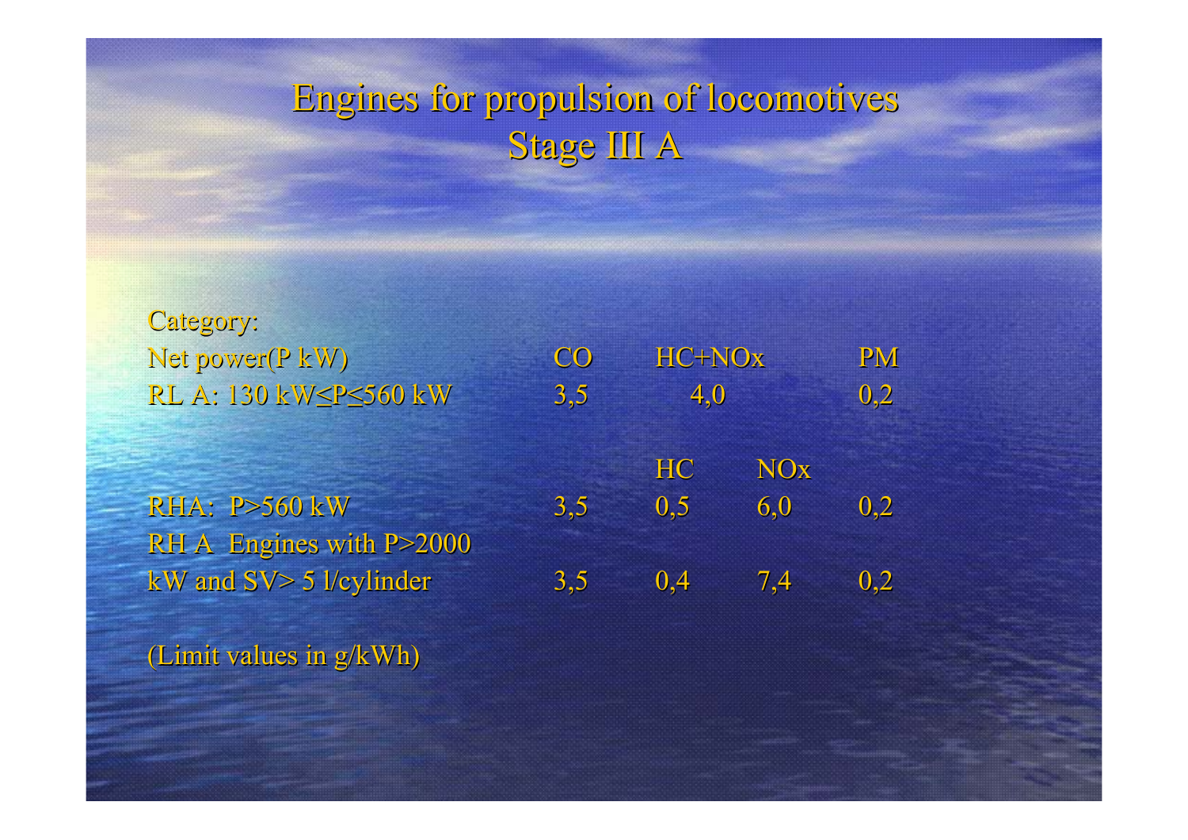# Engines for propulsion of locomotives
## Stage III A

| Category: Net power(P kW) | CO | HC+NOx | | PM |
|---|---|---|---|---|
| RL A: 130 kW≤P≤560 kW | 3,5 | 4,0 | | 0,2 |
| | | HC | NOx | |
| RHA: P>560 kW | 3,5 | 0,5 | 6,0 | 0,2 |
| RH A Engines with P>2000 kW and SV> 5 l/cylinder | 3,5 | 0,4 | 7,4 | 0,2 |

(Limit values in g/kWh)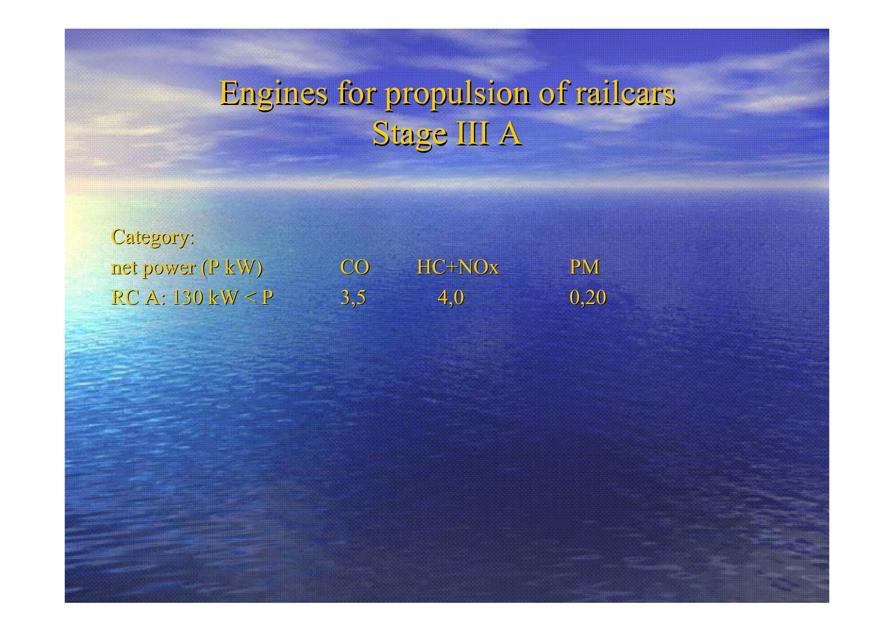# Engines for propulsion of railcars
# Stage III A

| Category: net power (P kW) | CO | HC+NOx | PM |
| --- | --- | --- | --- |
| RC A: 130 kW < P | 3,5 | 4,0 | 0,20 |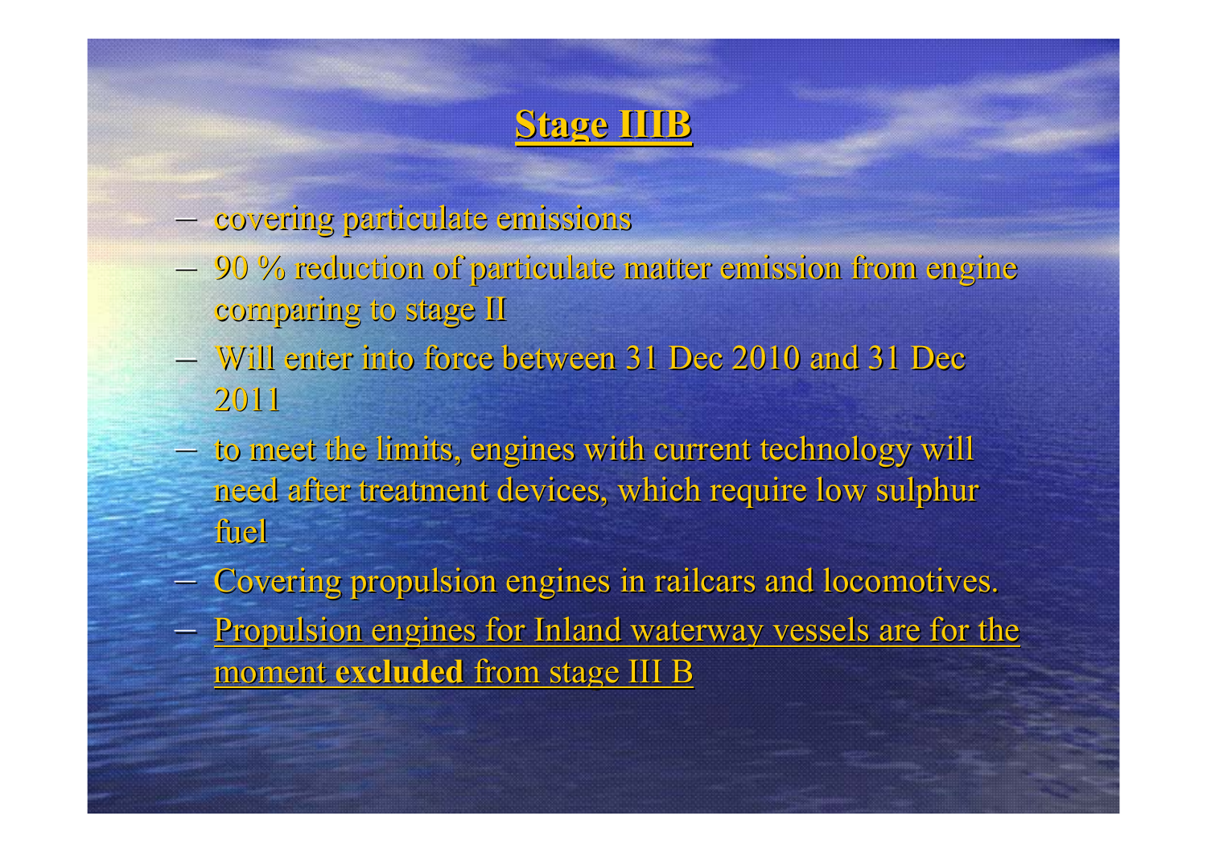# Stage IIIB

- covering particulate emissions
- 90 % reduction of particulate matter emission from engine comparing to stage II
- Will enter into force between 31 Dec 2010 and 31 Dec 2011
- to meet the limits, engines with current technology will need after treatment devices, which require low sulphur fuel
- Covering propulsion engines in railcars and locomotives.
- Propulsion engines for Inland waterway vessels are for the moment **excluded** from stage III B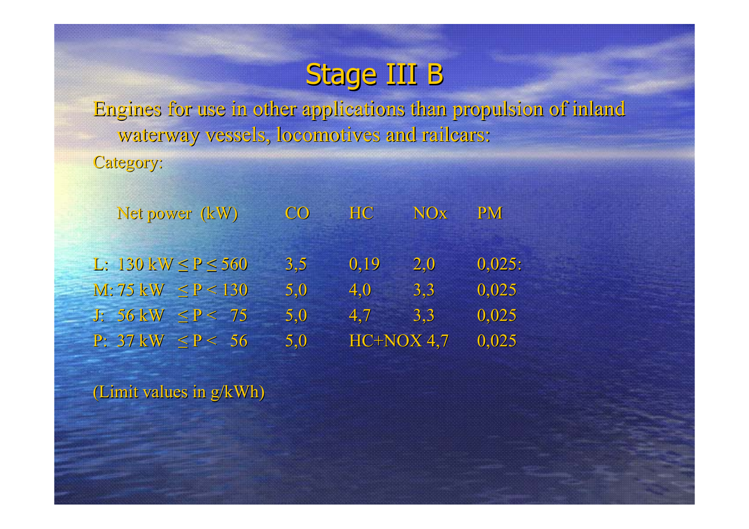# Stage III B

Engines for use in other applications than propulsion of inland waterway vessels, locomotives and railcars:

Category:

| Net power (kW) | CO | HC | NOx | PM |
|---|---|---|---|---|
| L: 130 kW ≤ P ≤ 560 | 3,5 | 0,19 | 2,0 | 0,025: |
| M: 75 kW ≤ P < 130 | 5,0 | 4,0 | 3,3 | 0,025 |
| J: 56 kW ≤ P < 75 | 5,0 | 4,7 | 3,3 | 0,025 |
| P: 37 kW ≤ P < 56 | 5,0 | HC+NOX 4,7 | | 0,025 |

(Limit values in g/kWh)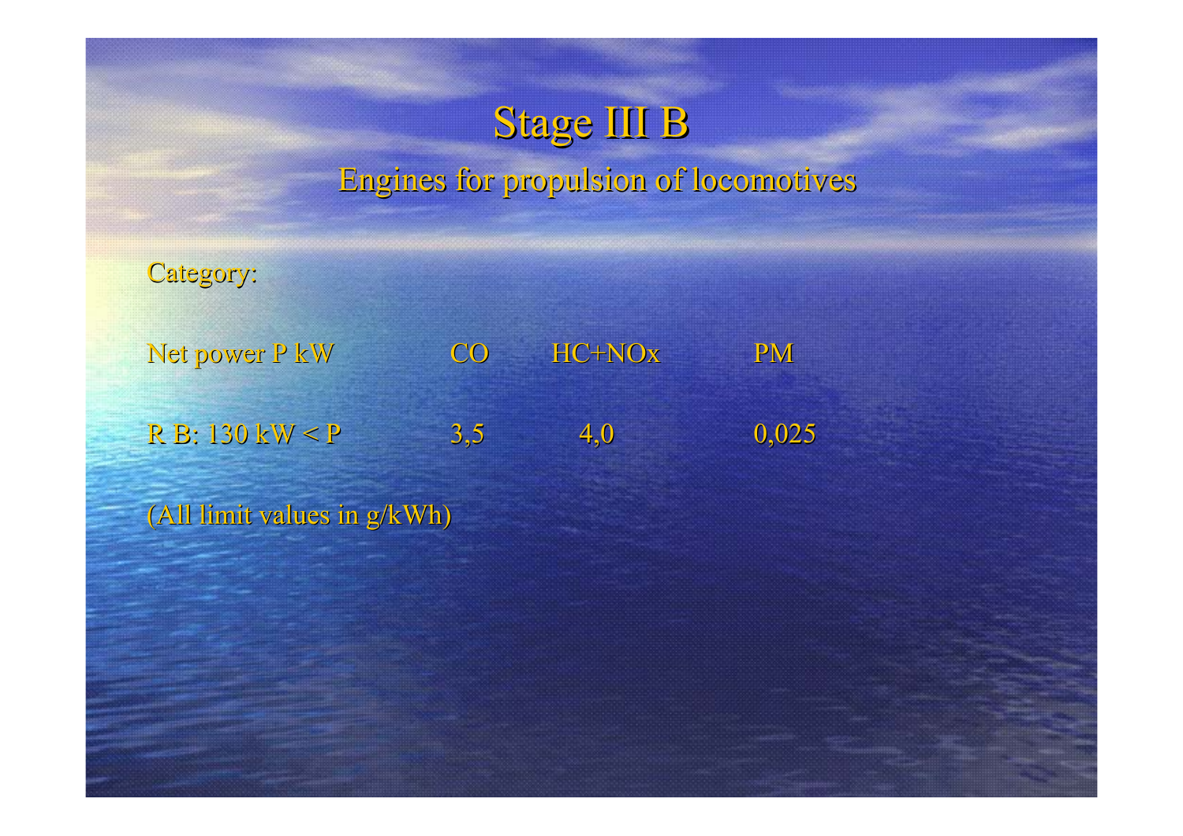# Stage III B

## Engines for propulsion of locomotives

Category:

| Net power P kW | CO | HC+NOx | PM |
|---|---|---|---|
| R B: 130 kW < P | 3,5 | 4,0 | 0,025 |

(All limit values in g/kWh)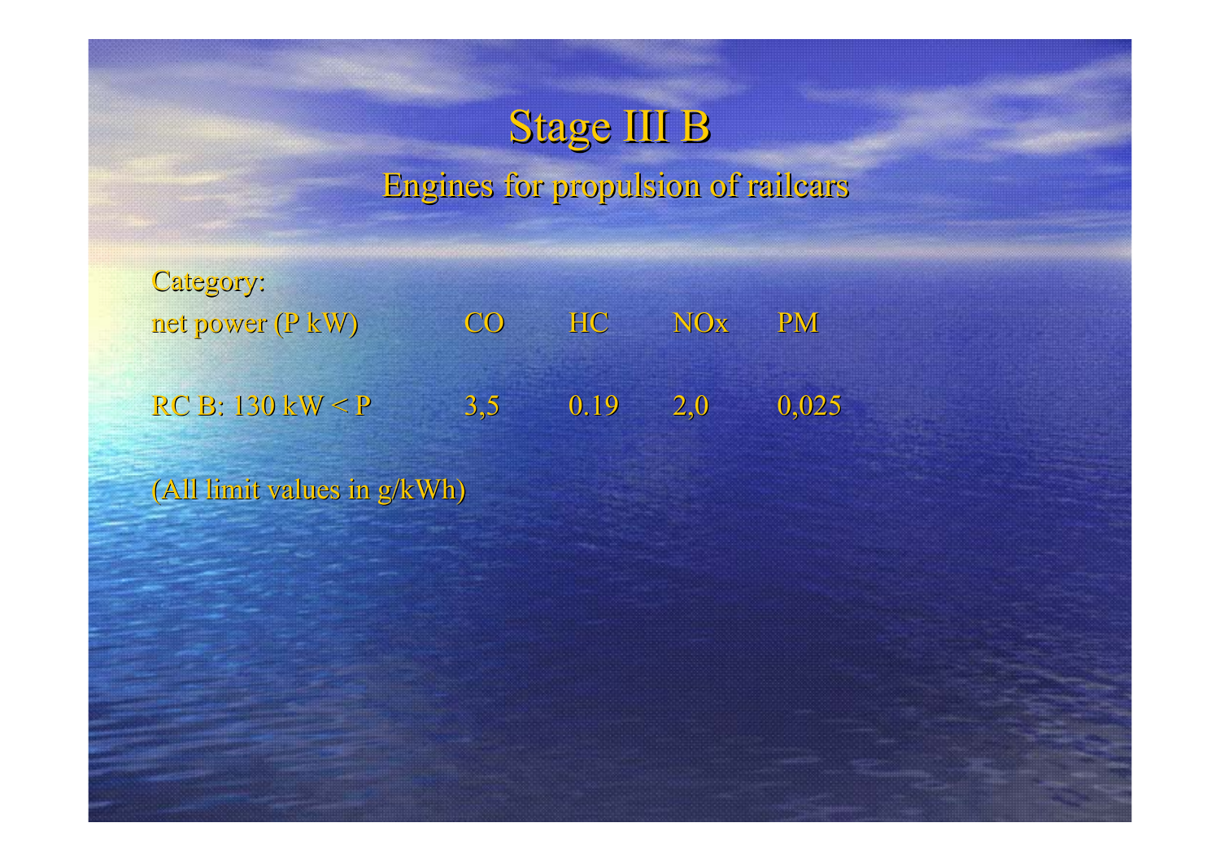# Stage III B

## Engines for propulsion of railcars

| Category: net power (P kW) | CO | HC | NOx | PM |
|---|---|---|---|---|
| RC B: 130 kW < P | 3,5 | 0.19 | 2,0 | 0,025 |

(All limit values in g/kWh)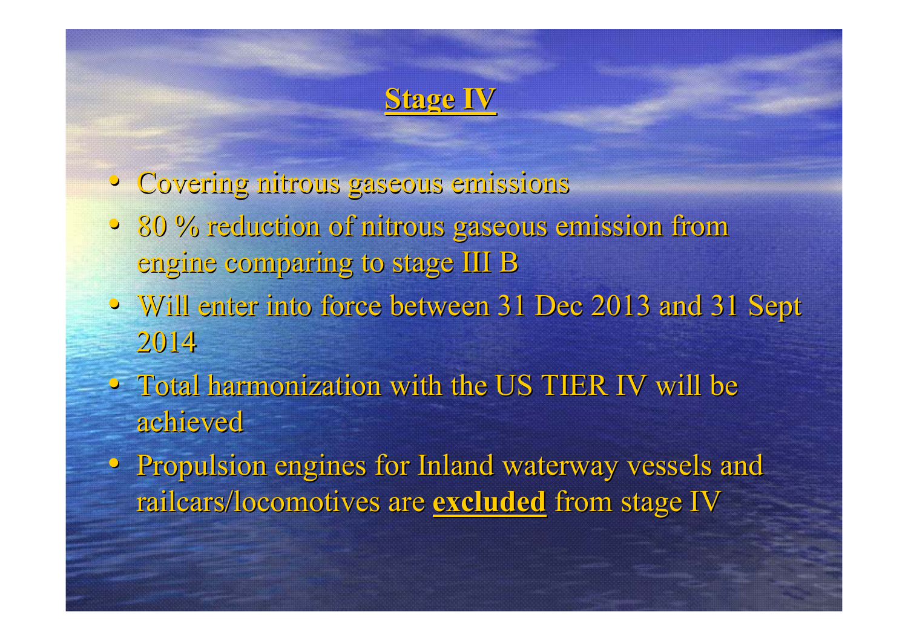# **Stage IV**

- Covering nitrous gaseous emissions
- 80 % reduction of nitrous gaseous emission from engine comparing to stage III B
- Will enter into force between 31 Dec 2013 and 31 Sept 2014
- Total harmonization with the US TIER IV will be achieved
- Propulsion engines for Inland waterway vessels and railcars/locomotives are **excluded** from stage IV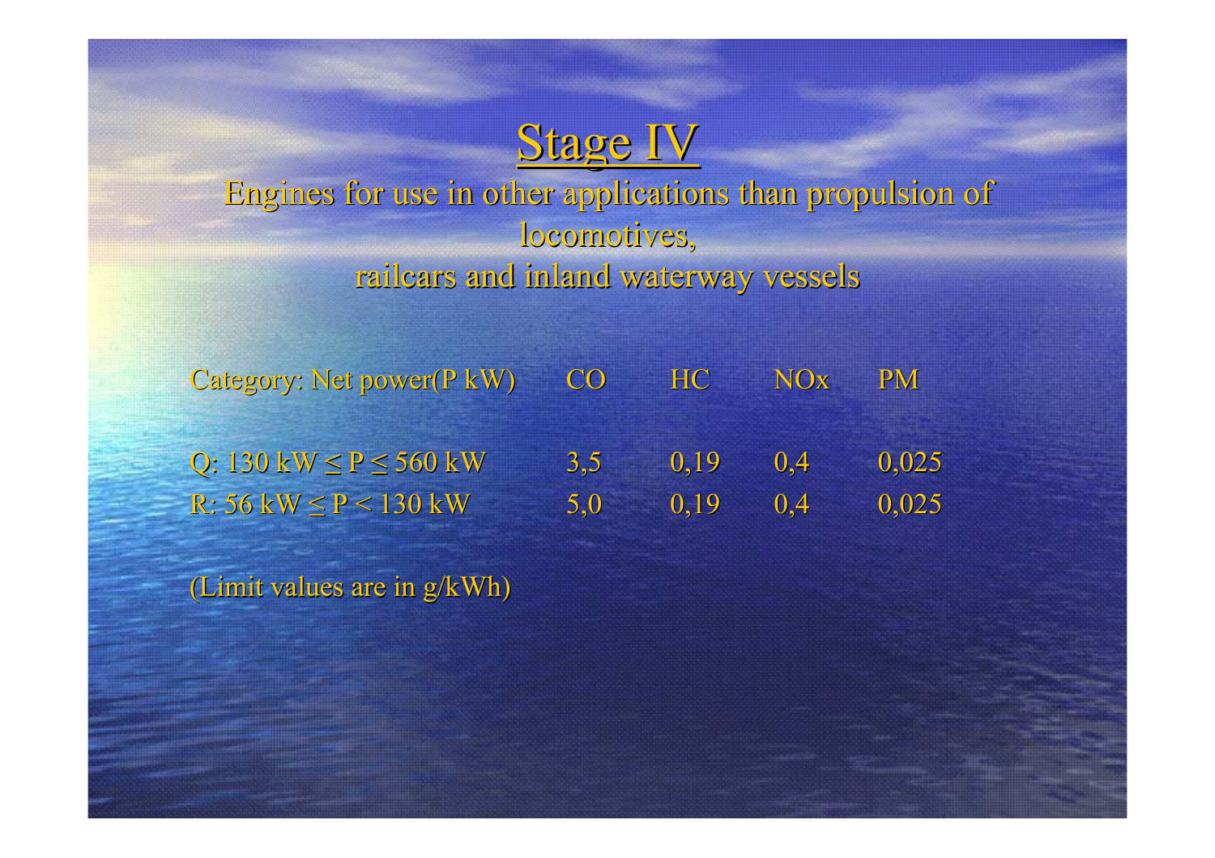# Stage IV

Engines for use in other applications than propulsion of locomotives, railcars and inland waterway vessels

| Category: Net power(P kW) | CO | HC | NOx | PM |
|---|---|---|---|---|
| Q: 130 kW ≤ P ≤ 560 kW | 3,5 | 0,19 | 0,4 | 0,025 |
| R: 56 kW ≤ P < 130 kW | 5,0 | 0,19 | 0,4 | 0,025 |

(Limit values are in g/kWh)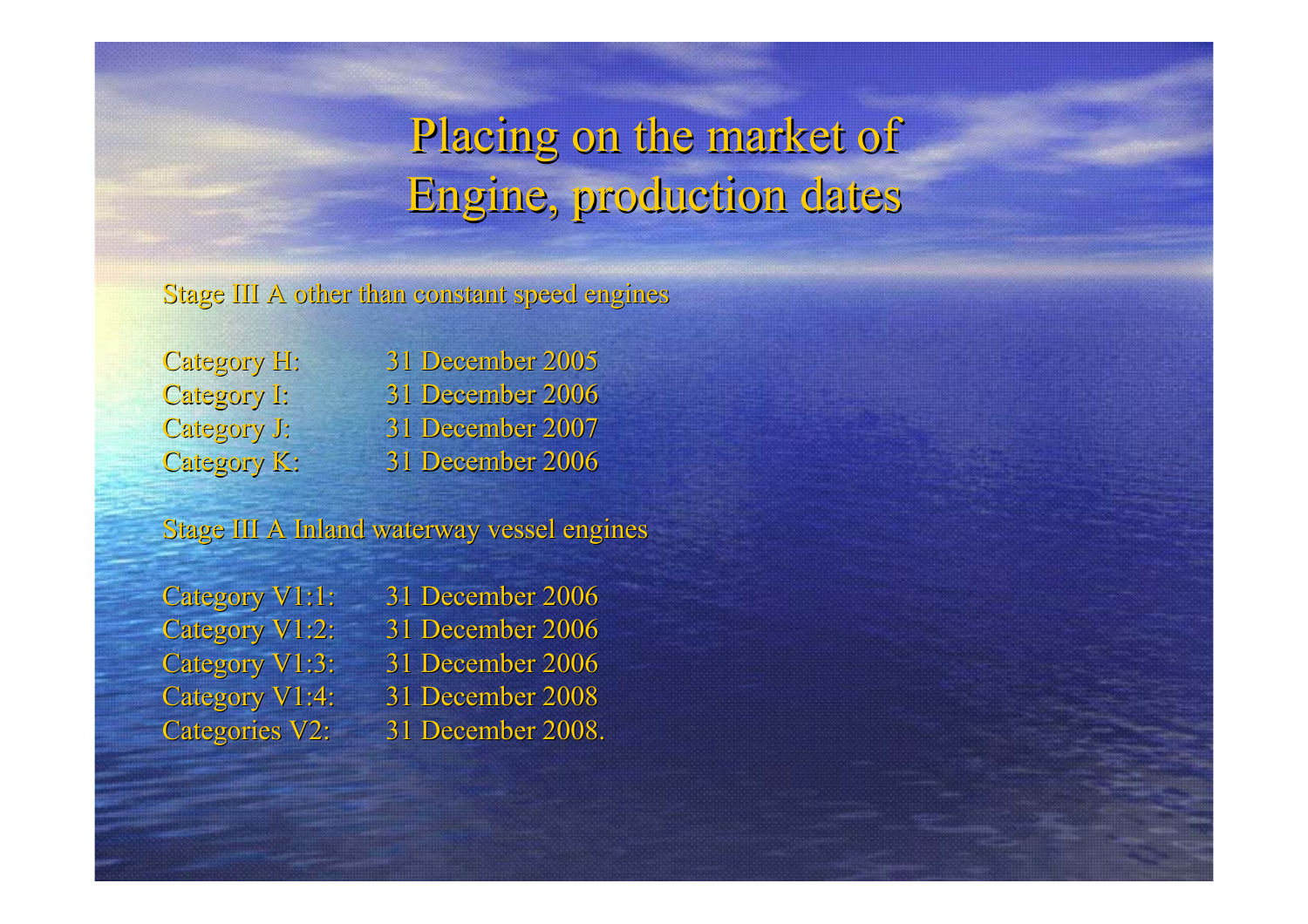# Placing on the market of Engine, production dates

Stage III A other than constant speed engines

| | |
|---|---|
| Category H: | 31 December 2005 |
| Category I: | 31 December 2006 |
| Category J: | 31 December 2007 |
| Category K: | 31 December 2006 |

Stage III A Inland waterway vessel engines

| | |
|---|---|
| Category V1:1: | 31 December 2006 |
| Category V1:2: | 31 December 2006 |
| Category V1:3: | 31 December 2006 |
| Category V1:4: | 31 December 2008 |
| Categories V2: | 31 December 2008. |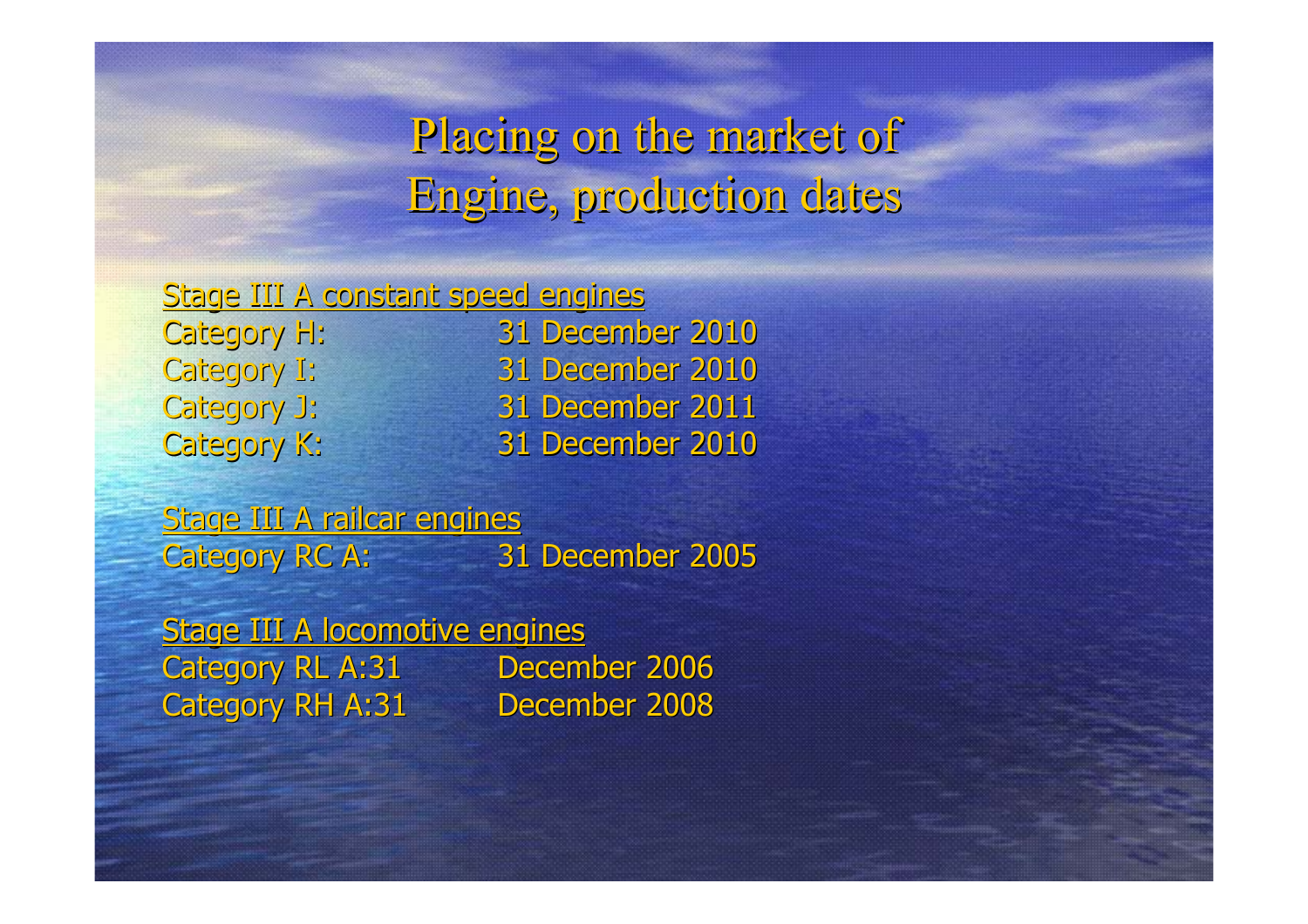# Placing on the market of Engine, production dates

Stage III A constant speed engines

Category H: 31 December 2010

Category I: 31 December 2010

Category J: 31 December 2011

Category K: 31 December 2010

Stage III A railcar engines

Category RC A: 31 December 2005

Stage III A locomotive engines

Category RL A:31 December 2006

Category RH A:31 December 2008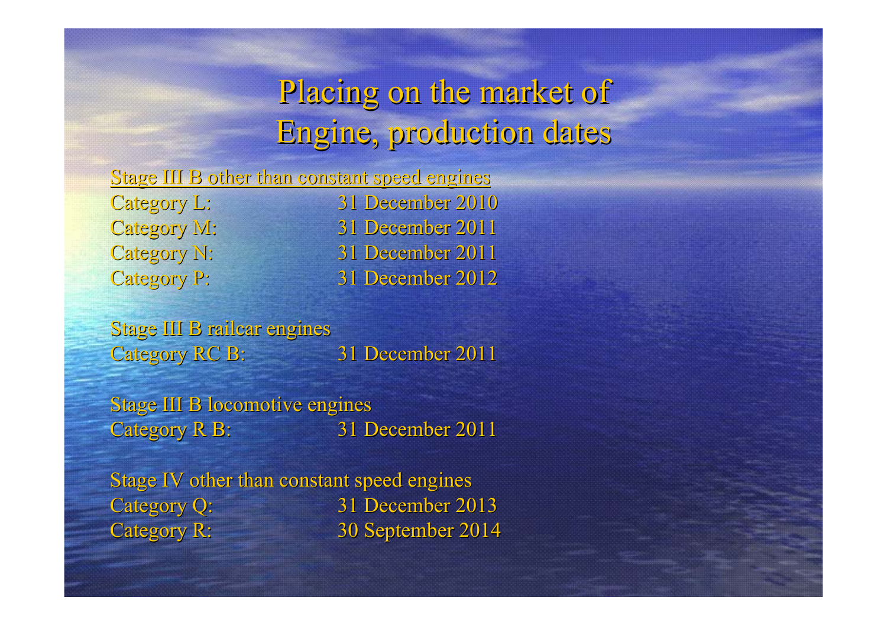# Placing on the market of Engine, production dates

<u>Stage III B other than constant speed engines</u>

| | |
|---|---|
| Category L: | 31 December 2010 |
| Category M: | 31 December 2011 |
| Category N: | 31 December 2011 |
| Category P: | 31 December 2012 |

Stage III B railcar engines

| | |
|---|---|
| Category RC B: | 31 December 2011 |

Stage III B locomotive engines

| | |
|---|---|
| Category R B: | 31 December 2011 |

Stage IV other than constant speed engines

| | |
|---|---|
| Category Q: | 31 December 2013 |
| Category R: | 30 September 2014 |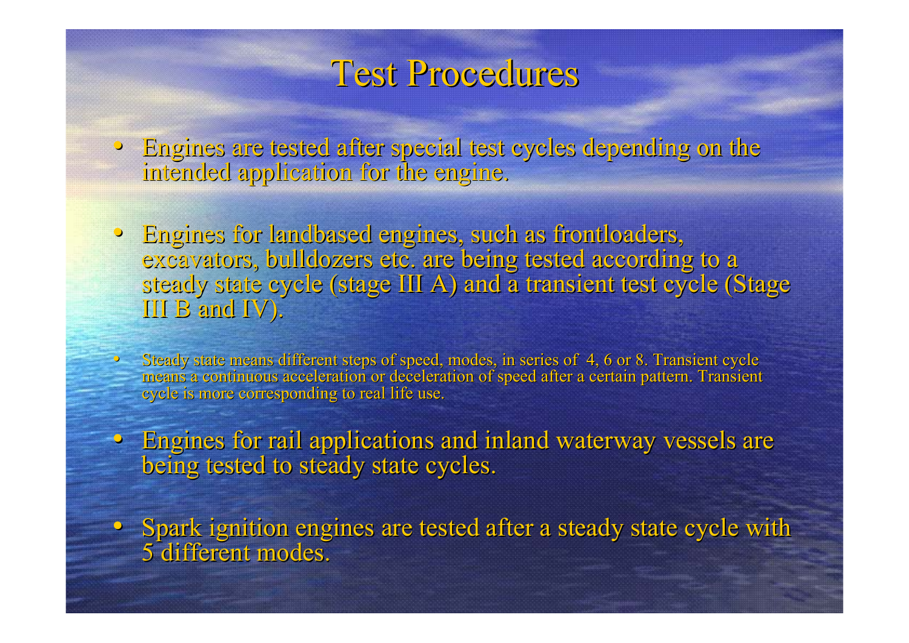# Test Procedures

- Engines are tested after special test cycles depending on the intended application for the engine.

- Engines for landbased engines, such as frontloaders, excavators, bulldozers etc. are being tested according to a steady state cycle (stage III A) and a transient test cycle (Stage III B and IV).

- Steady state means different steps of speed, modes, in series of 4, 6 or 8. Transient cycle means a continuous acceleration or deceleration of speed after a certain pattern. Transient cycle is more corresponding to real life use.

- Engines for rail applications and inland waterway vessels are being tested to steady state cycles.

- Spark ignition engines are tested after a steady state cycle with 5 different modes.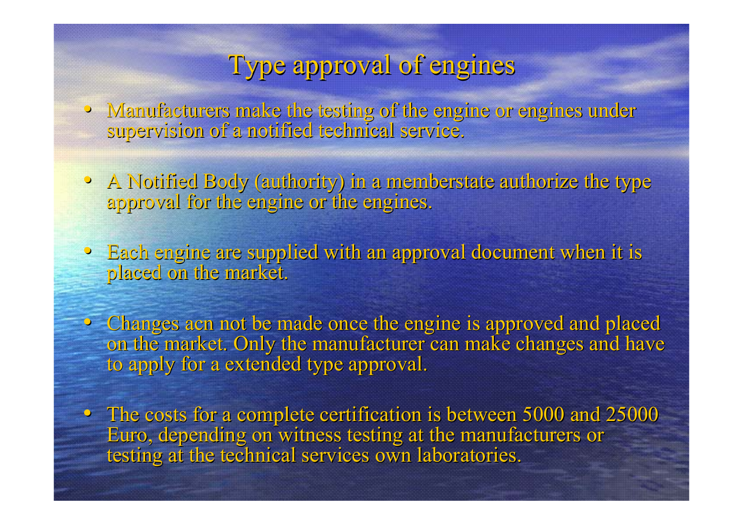# Type approval of engines

- Manufacturers make the testing of the engine or engines under supervision of a notified technical service.
- A Notified Body (authority) in a memberstate authorize the type approval for the engine or the engines.
- Each engine are supplied with an approval document when it is placed on the market.
- Changes acn not be made once the engine is approved and placed on the market. Only the manufacturer can make changes and have to apply for a extended type approval.
- The costs for a complete certification is between 5000 and 25000 Euro, depending on witness testing at the manufacturers or testing at the technical services own laboratories.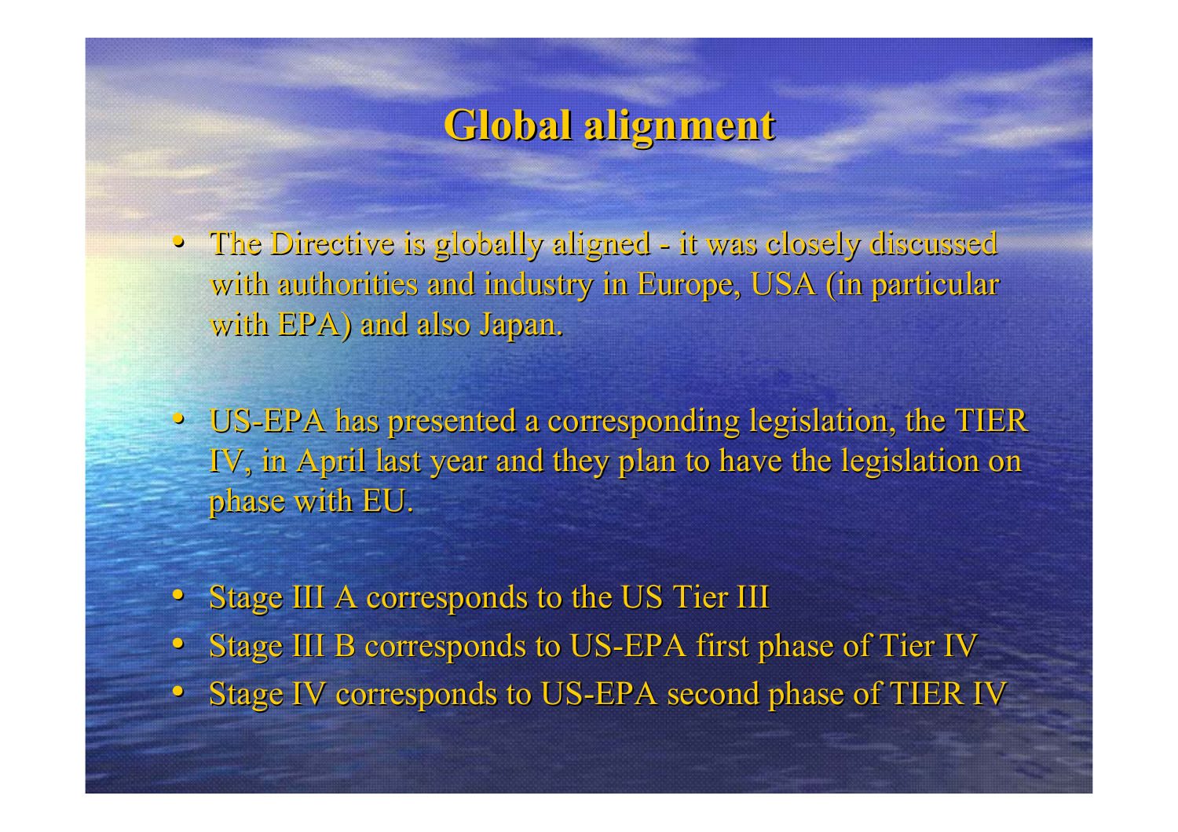# Global alignment

- The Directive is globally aligned - it was closely discussed with authorities and industry in Europe, USA (in particular with EPA) and also Japan.
- US-EPA has presented a corresponding legislation, the TIER IV, in April last year and they plan to have the legislation on phase with EU.
- Stage III A corresponds to the US Tier III
- Stage III B corresponds to US-EPA first phase of Tier IV
- Stage IV corresponds to US-EPA second phase of TIER IV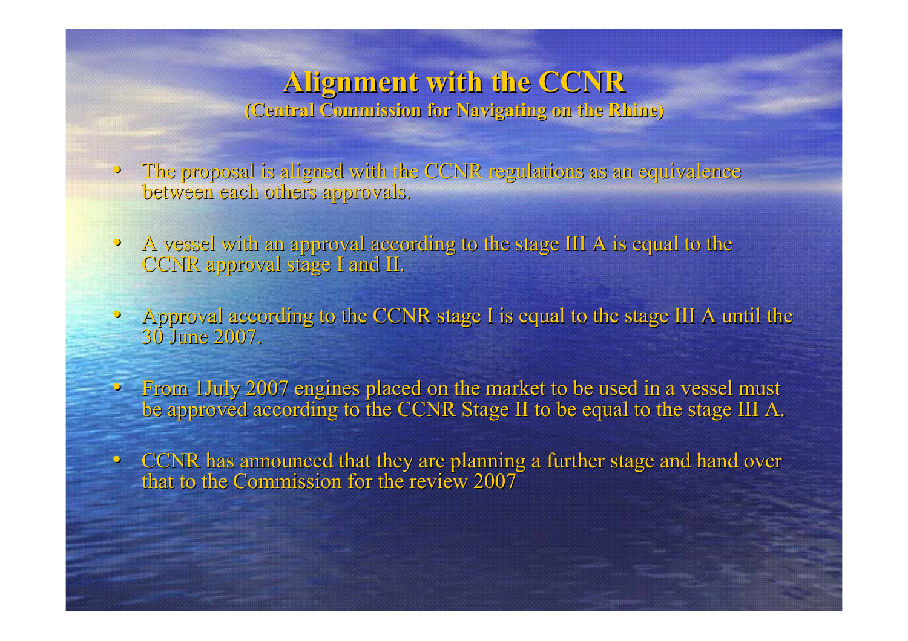# Alignment with the CCNR

**(Central Commission for Navigating on the Rhine)**

- The proposal is aligned with the CCNR regulations as an equivalence between each others approvals.
- A vessel with an approval according to the stage III A is equal to the CCNR approval stage I and II.
- Approval according to the CCNR stage I is equal to the stage III A until the 30 June 2007.
- From 1July 2007 engines placed on the market to be used in a vessel must be approved according to the CCNR Stage II to be equal to the stage III A.
- CCNR has announced that they are planning a further stage and hand over that to the Commission for the review 2007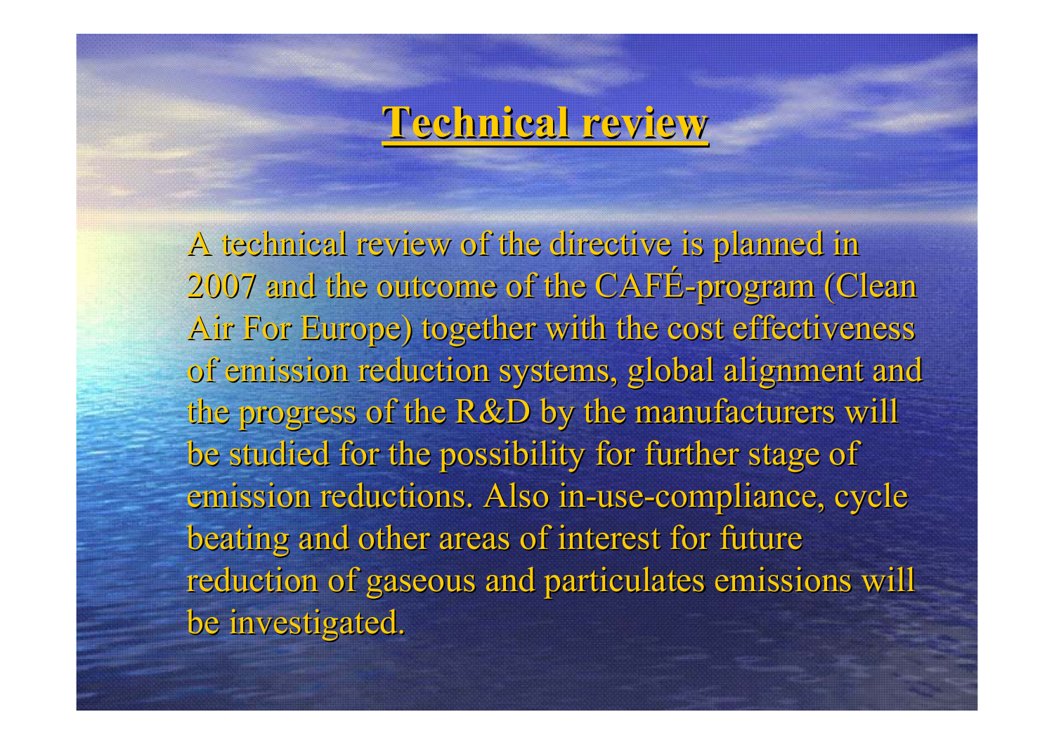# Technical review

A technical review of the directive is planned in 2007 and the outcome of the CAFÉ-program (Clean Air For Europe) together with the cost effectiveness of emission reduction systems, global alignment and the progress of the R&D by the manufacturers will be studied for the possibility for further stage of emission reductions. Also in-use-compliance, cycle beating and other areas of interest for future reduction of gaseous and particulates emissions will be investigated.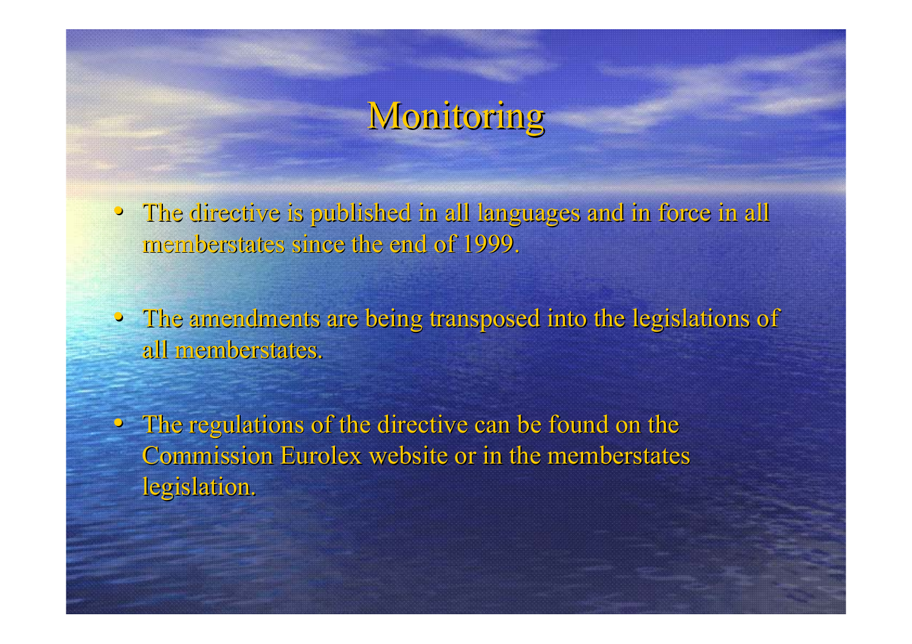# Monitoring

- The directive is published in all languages and in force in all memberstates since the end of 1999.
- The amendments are being transposed into the legislations of all memberstates.
- The regulations of the directive can be found on the Commission Eurolex website or in the memberstates legislation.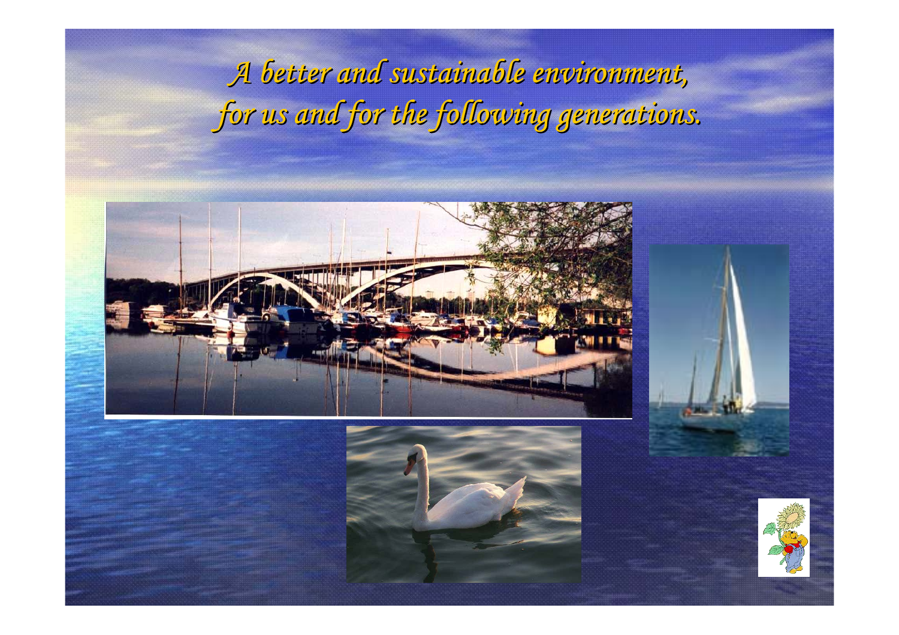*A better and sustainable environment,*
*for us and for the following generations.*